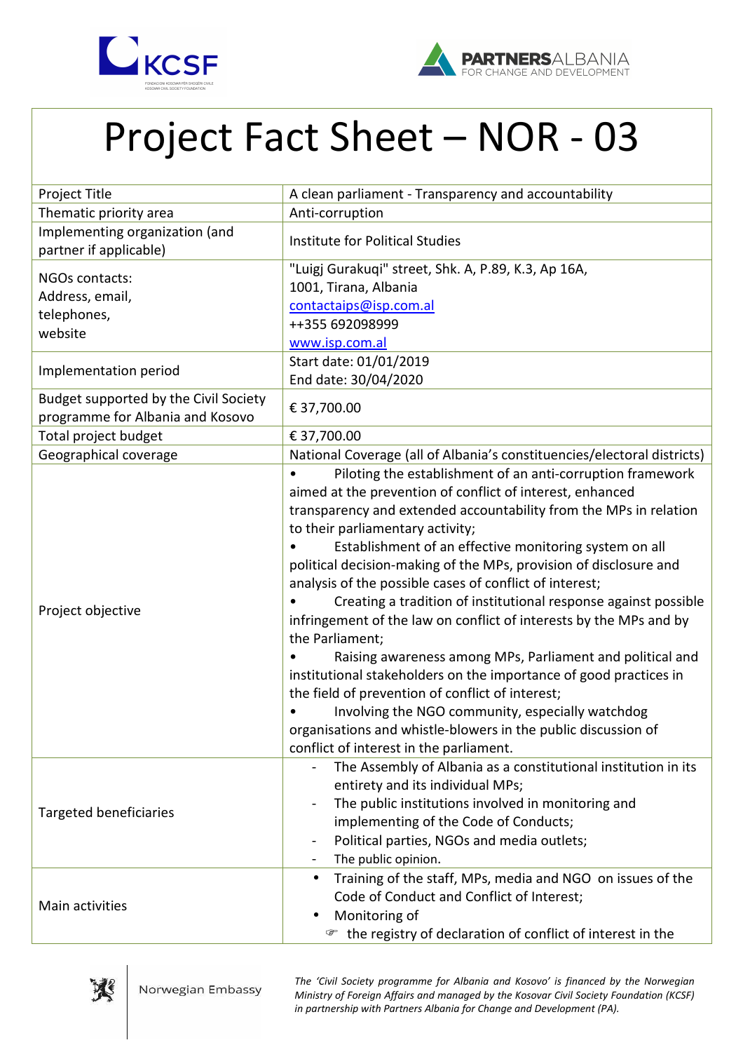# Project Fact Sheet – NOR - 03

| | |
|---|---|
| Project Title | A clean parliament - Transparency and accountability |
| Thematic priority area | Anti-corruption |
| Implementing organization (and partner if applicable) | Institute for Political Studies |
| NGOs contacts:<br>Address, email,<br>telephones,<br>website | "Luigj Gurakuqi" street, Shk. A, P.89, K.3, Ap 16A,<br>1001, Tirana, Albania<br>contactaips@isp.com.al<br>++355 692098999<br>www.isp.com.al |
| Implementation period | Start date: 01/01/2019<br>End date: 30/04/2020 |
| Budget supported by the Civil Society programme for Albania and Kosovo | € 37,700.00 |
| Total project budget | € 37,700.00 |
| Geographical coverage | National Coverage (all of Albania's constituencies/electoral districts) |
| Project objective | • Piloting the establishment of an anti-corruption framework aimed at the prevention of conflict of interest, enhanced transparency and extended accountability from the MPs in relation to their parliamentary activity;<br>• Establishment of an effective monitoring system on all political decision-making of the MPs, provision of disclosure and analysis of the possible cases of conflict of interest;<br>• Creating a tradition of institutional response against possible infringement of the law on conflict of interests by the MPs and by the Parliament;<br>• Raising awareness among MPs, Parliament and political and institutional stakeholders on the importance of good practices in the field of prevention of conflict of interest;<br>• Involving the NGO community, especially watchdog organisations and whistle-blowers in the public discussion of conflict of interest in the parliament. |
| Targeted beneficiaries | - The Assembly of Albania as a constitutional institution in its entirety and its individual MPs;<br>- The public institutions involved in monitoring and implementing of the Code of Conducts;<br>- Political parties, NGOs and media outlets;<br>- The public opinion. |
| Main activities | • Training of the staff, MPs, media and NGO on issues of the Code of Conduct and Conflict of Interest;<br>• Monitoring of<br>☞ the registry of declaration of conflict of interest in the |

Norwegian Embassy

*The 'Civil Society programme for Albania and Kosovo' is financed by the Norwegian Ministry of Foreign Affairs and managed by the Kosovar Civil Society Foundation (KCSF) in partnership with Partners Albania for Change and Development (PA).*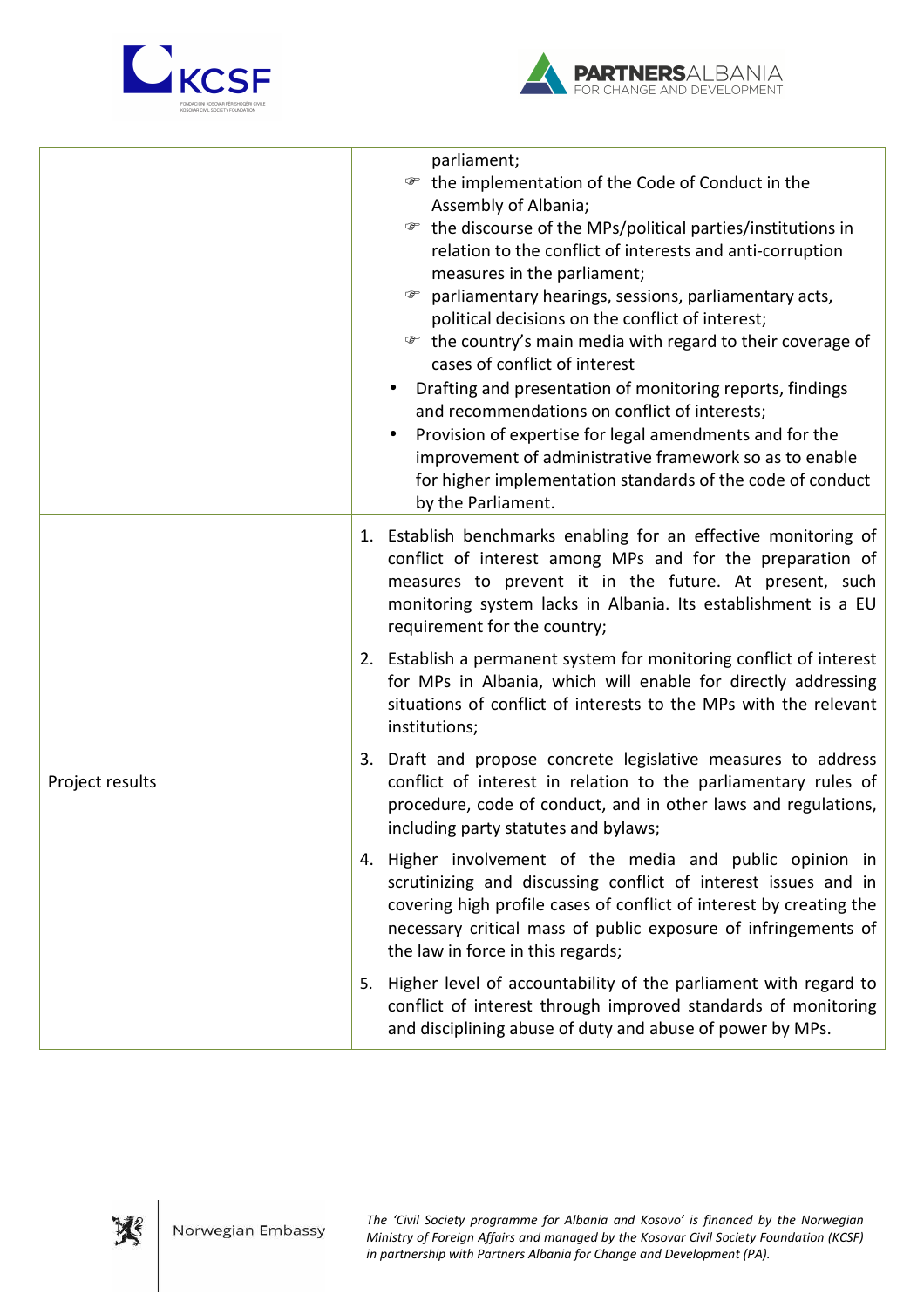| | |
|---|---|
| | parliament;<br>☞ the implementation of the Code of Conduct in the Assembly of Albania;<br>☞ the discourse of the MPs/political parties/institutions in relation to the conflict of interests and anti-corruption measures in the parliament;<br>☞ parliamentary hearings, sessions, parliamentary acts, political decisions on the conflict of interest;<br>☞ the country's main media with regard to their coverage of cases of conflict of interest<br>• Drafting and presentation of monitoring reports, findings and recommendations on conflict of interests;<br>• Provision of expertise for legal amendments and for the improvement of administrative framework so as to enable for higher implementation standards of the code of conduct by the Parliament. |
| Project results | 1. Establish benchmarks enabling for an effective monitoring of conflict of interest among MPs and for the preparation of measures to prevent it in the future. At present, such monitoring system lacks in Albania. Its establishment is a EU requirement for the country;<br>2. Establish a permanent system for monitoring conflict of interest for MPs in Albania, which will enable for directly addressing situations of conflict of interests to the MPs with the relevant institutions;<br>3. Draft and propose concrete legislative measures to address conflict of interest in relation to the parliamentary rules of procedure, code of conduct, and in other laws and regulations, including party statutes and bylaws;<br>4. Higher involvement of the media and public opinion in scrutinizing and discussing conflict of interest issues and in covering high profile cases of conflict of interest by creating the necessary critical mass of public exposure of infringements of the law in force in this regards;<br>5. Higher level of accountability of the parliament with regard to conflict of interest through improved standards of monitoring and disciplining abuse of duty and abuse of power by MPs. |